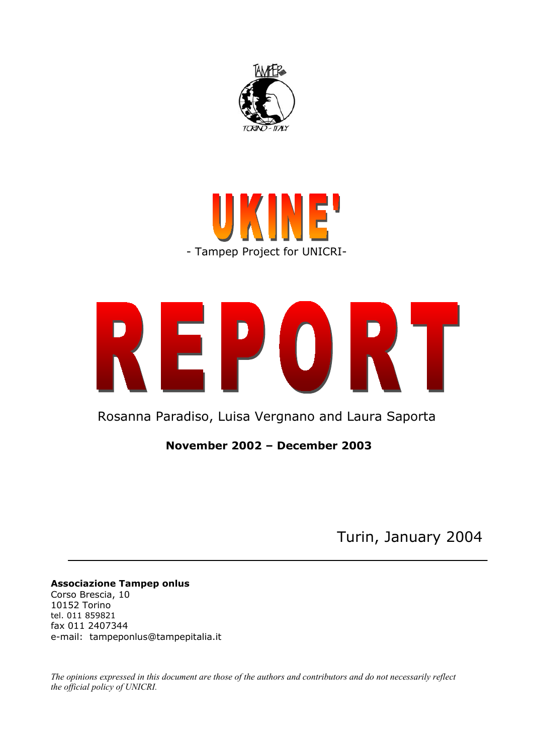# UKINE'

- Tampep Project for UNICRI-

# REPORT

Rosanna Paradiso, Luisa Vergnano and Laura Saporta

**November 2002 – December 2003**

Turin, January 2004

---

**Associazione Tampep onlus**
Corso Brescia, 10
10152 Torino
tel. 011 859821
fax 011 2407344
e-mail: tampeponlus@tampepitalia.it

*The opinions expressed in this document are those of the authors and contributors and do not necessarily reflect the official policy of UNICRI.*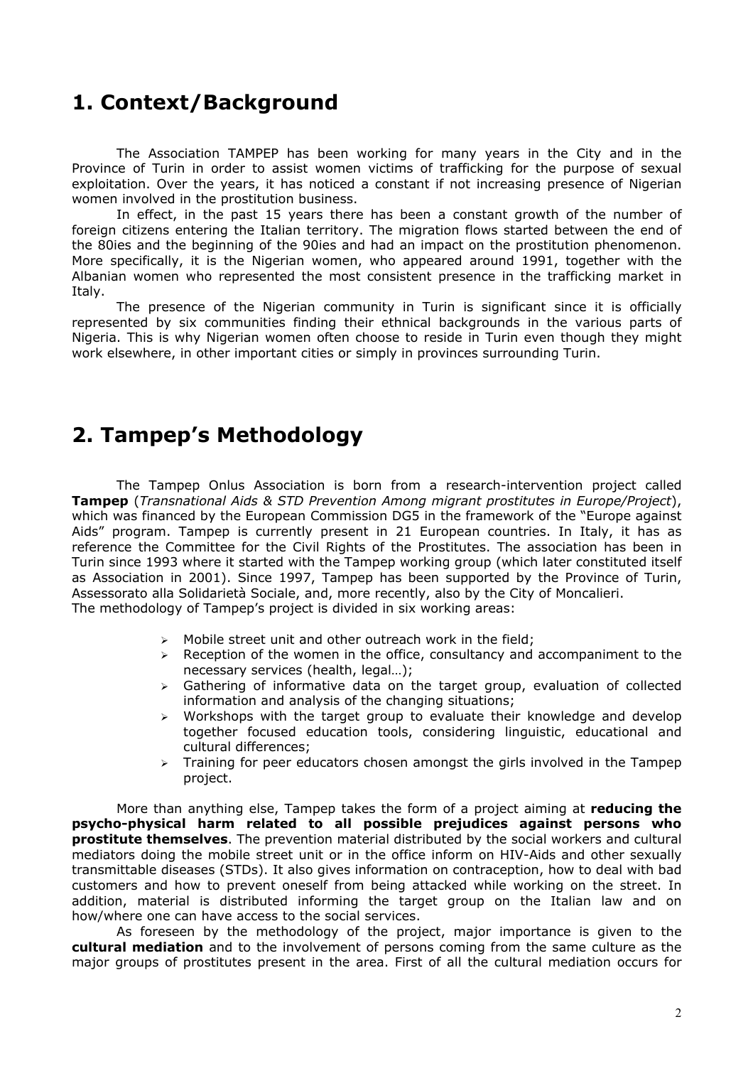# 1. Context/Background

The Association TAMPEP has been working for many years in the City and in the Province of Turin in order to assist women victims of trafficking for the purpose of sexual exploitation. Over the years, it has noticed a constant if not increasing presence of Nigerian women involved in the prostitution business.

In effect, in the past 15 years there has been a constant growth of the number of foreign citizens entering the Italian territory. The migration flows started between the end of the 80ies and the beginning of the 90ies and had an impact on the prostitution phenomenon. More specifically, it is the Nigerian women, who appeared around 1991, together with the Albanian women who represented the most consistent presence in the trafficking market in Italy.

The presence of the Nigerian community in Turin is significant since it is officially represented by six communities finding their ethnical backgrounds in the various parts of Nigeria. This is why Nigerian women often choose to reside in Turin even though they might work elsewhere, in other important cities or simply in provinces surrounding Turin.

# 2. Tampep's Methodology

The Tampep Onlus Association is born from a research-intervention project called **Tampep** (*Transnational Aids & STD Prevention Among migrant prostitutes in Europe/Project*), which was financed by the European Commission DG5 in the framework of the "Europe against Aids" program. Tampep is currently present in 21 European countries. In Italy, it has as reference the Committee for the Civil Rights of the Prostitutes. The association has been in Turin since 1993 where it started with the Tampep working group (which later constituted itself as Association in 2001). Since 1997, Tampep has been supported by the Province of Turin, Assessorato alla Solidarietà Sociale, and, more recently, also by the City of Moncalieri.
The methodology of Tampep's project is divided in six working areas:

- Mobile street unit and other outreach work in the field;
- Reception of the women in the office, consultancy and accompaniment to the necessary services (health, legal…);
- Gathering of informative data on the target group, evaluation of collected information and analysis of the changing situations;
- Workshops with the target group to evaluate their knowledge and develop together focused education tools, considering linguistic, educational and cultural differences;
- Training for peer educators chosen amongst the girls involved in the Tampep project.

More than anything else, Tampep takes the form of a project aiming at **reducing the psycho-physical harm related to all possible prejudices against persons who prostitute themselves**. The prevention material distributed by the social workers and cultural mediators doing the mobile street unit or in the office inform on HIV-Aids and other sexually transmittable diseases (STDs). It also gives information on contraception, how to deal with bad customers and how to prevent oneself from being attacked while working on the street. In addition, material is distributed informing the target group on the Italian law and on how/where one can have access to the social services.

As foreseen by the methodology of the project, major importance is given to the **cultural mediation** and to the involvement of persons coming from the same culture as the major groups of prostitutes present in the area. First of all the cultural mediation occurs for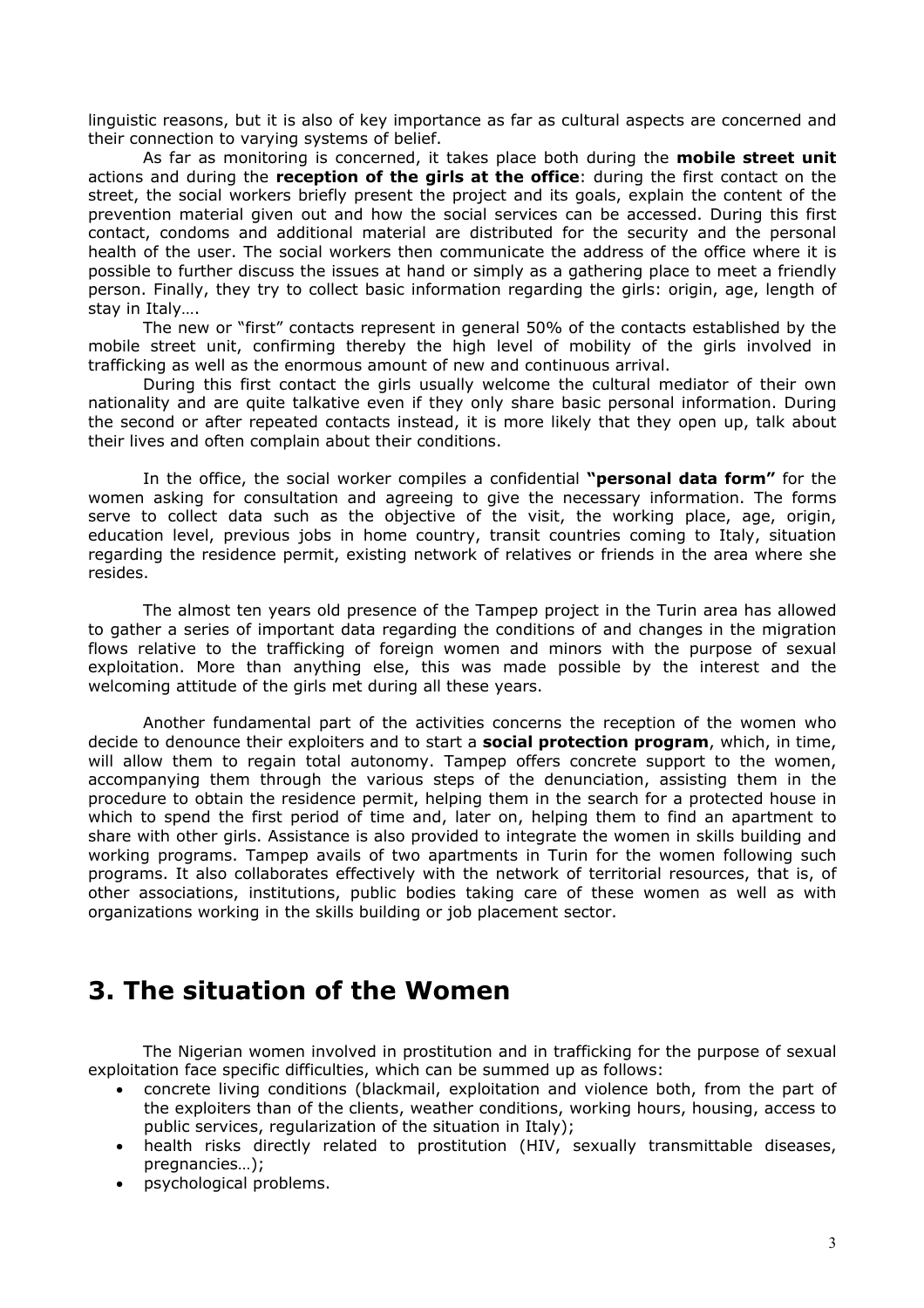linguistic reasons, but it is also of key importance as far as cultural aspects are concerned and their connection to varying systems of belief.

As far as monitoring is concerned, it takes place both during the **mobile street unit** actions and during the **reception of the girls at the office**: during the first contact on the street, the social workers briefly present the project and its goals, explain the content of the prevention material given out and how the social services can be accessed. During this first contact, condoms and additional material are distributed for the security and the personal health of the user. The social workers then communicate the address of the office where it is possible to further discuss the issues at hand or simply as a gathering place to meet a friendly person. Finally, they try to collect basic information regarding the girls: origin, age, length of stay in Italy….

The new or "first" contacts represent in general 50% of the contacts established by the mobile street unit, confirming thereby the high level of mobility of the girls involved in trafficking as well as the enormous amount of new and continuous arrival.

During this first contact the girls usually welcome the cultural mediator of their own nationality and are quite talkative even if they only share basic personal information. During the second or after repeated contacts instead, it is more likely that they open up, talk about their lives and often complain about their conditions.

In the office, the social worker compiles a confidential **"personal data form"** for the women asking for consultation and agreeing to give the necessary information. The forms serve to collect data such as the objective of the visit, the working place, age, origin, education level, previous jobs in home country, transit countries coming to Italy, situation regarding the residence permit, existing network of relatives or friends in the area where she resides.

The almost ten years old presence of the Tampep project in the Turin area has allowed to gather a series of important data regarding the conditions of and changes in the migration flows relative to the trafficking of foreign women and minors with the purpose of sexual exploitation. More than anything else, this was made possible by the interest and the welcoming attitude of the girls met during all these years.

Another fundamental part of the activities concerns the reception of the women who decide to denounce their exploiters and to start a **social protection program**, which, in time, will allow them to regain total autonomy. Tampep offers concrete support to the women, accompanying them through the various steps of the denunciation, assisting them in the procedure to obtain the residence permit, helping them in the search for a protected house in which to spend the first period of time and, later on, helping them to find an apartment to share with other girls. Assistance is also provided to integrate the women in skills building and working programs. Tampep avails of two apartments in Turin for the women following such programs. It also collaborates effectively with the network of territorial resources, that is, of other associations, institutions, public bodies taking care of these women as well as with organizations working in the skills building or job placement sector.

# 3. The situation of the Women

The Nigerian women involved in prostitution and in trafficking for the purpose of sexual exploitation face specific difficulties, which can be summed up as follows:

- concrete living conditions (blackmail, exploitation and violence both, from the part of the exploiters than of the clients, weather conditions, working hours, housing, access to public services, regularization of the situation in Italy);
- health risks directly related to prostitution (HIV, sexually transmittable diseases, pregnancies…);
- psychological problems.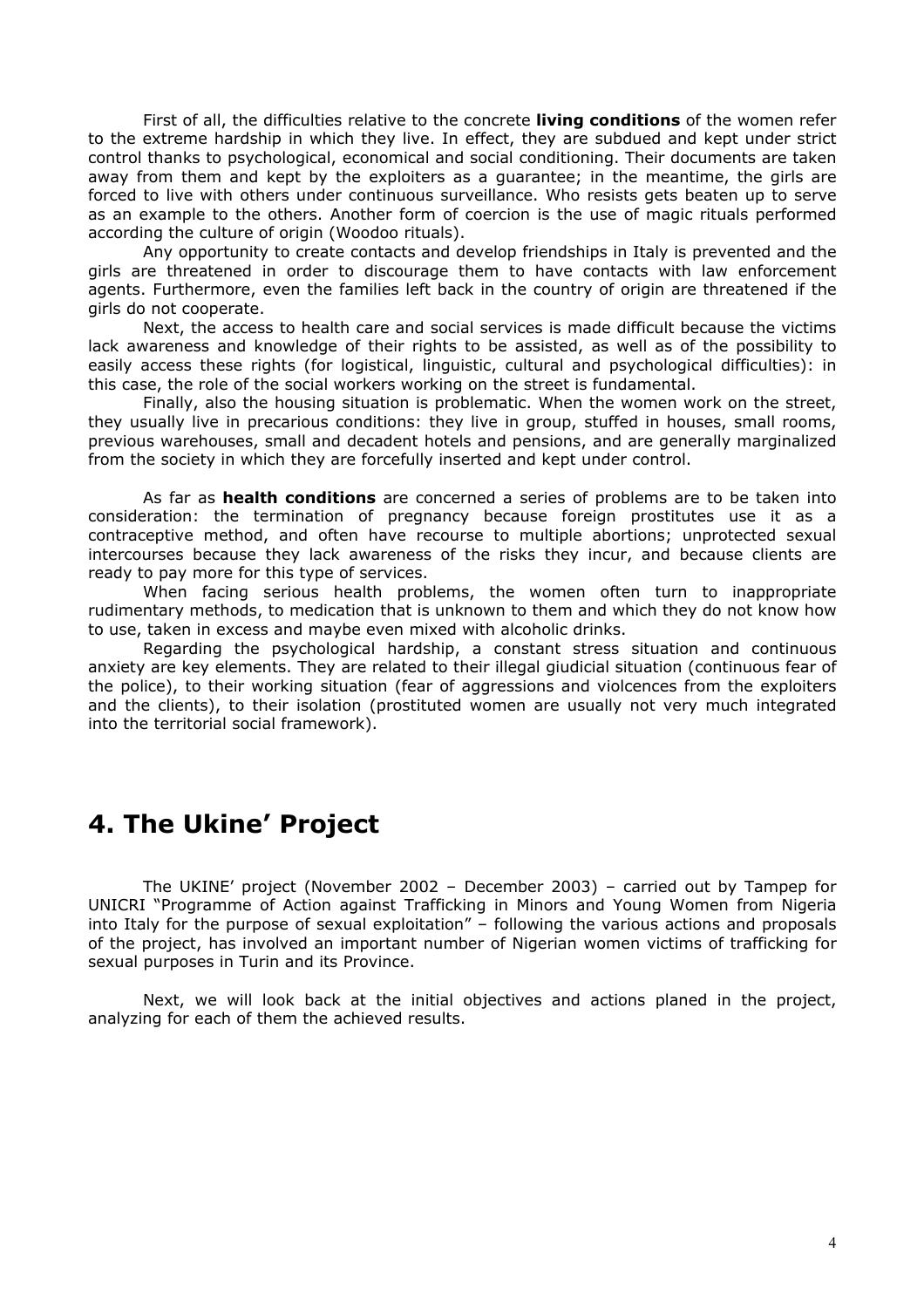First of all, the difficulties relative to the concrete **living conditions** of the women refer to the extreme hardship in which they live. In effect, they are subdued and kept under strict control thanks to psychological, economical and social conditioning. Their documents are taken away from them and kept by the exploiters as a guarantee; in the meantime, the girls are forced to live with others under continuous surveillance. Who resists gets beaten up to serve as an example to the others. Another form of coercion is the use of magic rituals performed according the culture of origin (Woodoo rituals).

Any opportunity to create contacts and develop friendships in Italy is prevented and the girls are threatened in order to discourage them to have contacts with law enforcement agents. Furthermore, even the families left back in the country of origin are threatened if the girls do not cooperate.

Next, the access to health care and social services is made difficult because the victims lack awareness and knowledge of their rights to be assisted, as well as of the possibility to easily access these rights (for logistical, linguistic, cultural and psychological difficulties): in this case, the role of the social workers working on the street is fundamental.

Finally, also the housing situation is problematic. When the women work on the street, they usually live in precarious conditions: they live in group, stuffed in houses, small rooms, previous warehouses, small and decadent hotels and pensions, and are generally marginalized from the society in which they are forcefully inserted and kept under control.

As far as **health conditions** are concerned a series of problems are to be taken into consideration: the termination of pregnancy because foreign prostitutes use it as a contraceptive method, and often have recourse to multiple abortions; unprotected sexual intercourses because they lack awareness of the risks they incur, and because clients are ready to pay more for this type of services.

When facing serious health problems, the women often turn to inappropriate rudimentary methods, to medication that is unknown to them and which they do not know how to use, taken in excess and maybe even mixed with alcoholic drinks.

Regarding the psychological hardship, a constant stress situation and continuous anxiety are key elements. They are related to their illegal giudicial situation (continuous fear of the police), to their working situation (fear of aggressions and violcences from the exploiters and the clients), to their isolation (prostituted women are usually not very much integrated into the territorial social framework).

# 4. The Ukine' Project

The UKINE' project (November 2002 – December 2003) – carried out by Tampep for UNICRI "Programme of Action against Trafficking in Minors and Young Women from Nigeria into Italy for the purpose of sexual exploitation" – following the various actions and proposals of the project, has involved an important number of Nigerian women victims of trafficking for sexual purposes in Turin and its Province.

Next, we will look back at the initial objectives and actions planed in the project, analyzing for each of them the achieved results.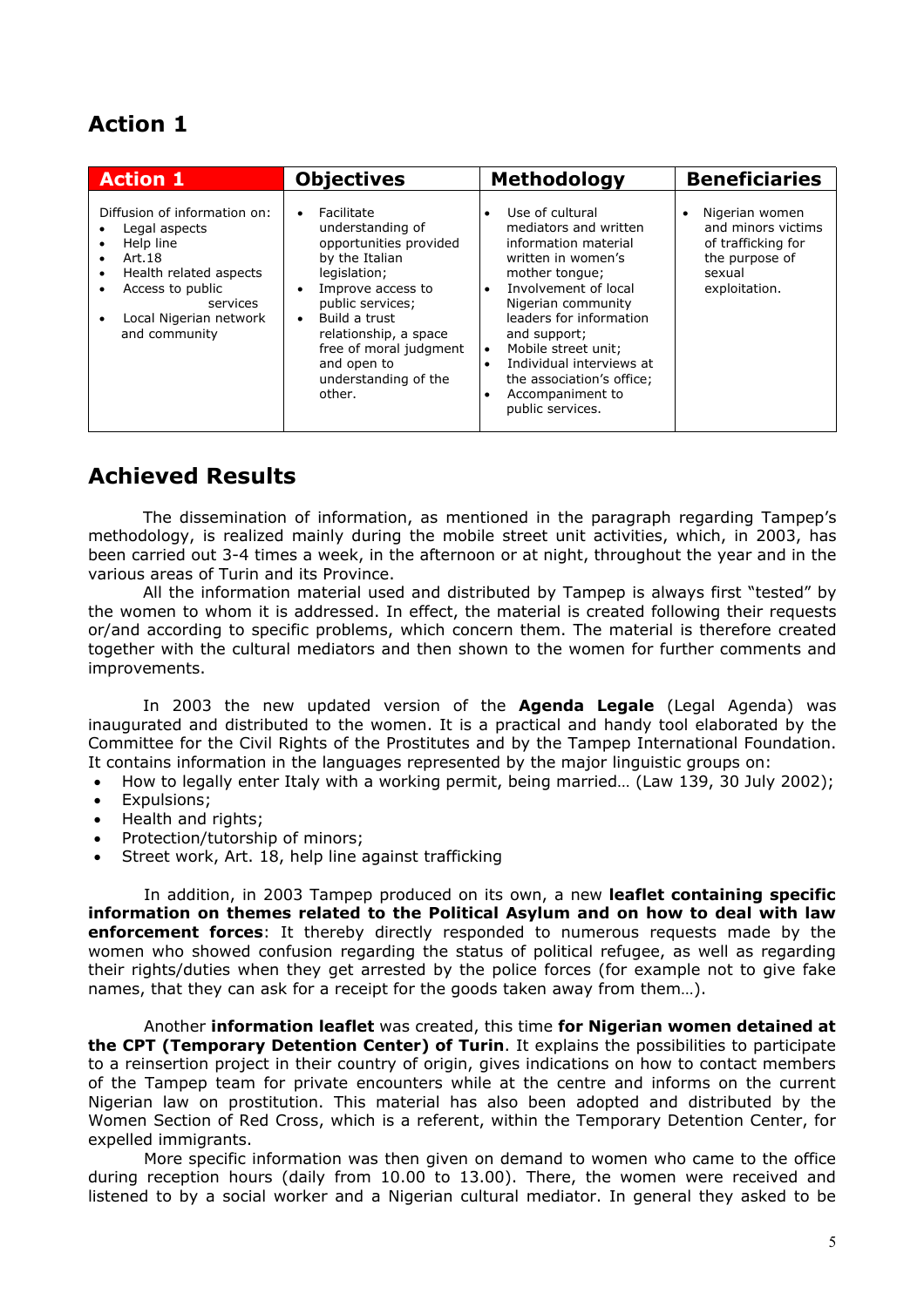## Action 1

| Action 1 | Objectives | Methodology | Beneficiaries |
|---|---|---|---|
| Diffusion of information on:<br>• Legal aspects<br>• Help line<br>• Art.18<br>• Health related aspects<br>• Access to public services<br>• Local Nigerian network and community | • Facilitate understanding of opportunities provided by the Italian legislation;<br>• Improve access to public services;<br>• Build a trust relationship, a space free of moral judgment and open to understanding of the other. | • Use of cultural mediators and written information material written in women's mother tongue;<br>• Involvement of local Nigerian community leaders for information and support;<br>• Mobile street unit;<br>• Individual interviews at the association's office;<br>• Accompaniment to public services. | • Nigerian women and minors victims of trafficking for the purpose of sexual exploitation. |

## Achieved Results

The dissemination of information, as mentioned in the paragraph regarding Tampep's methodology, is realized mainly during the mobile street unit activities, which, in 2003, has been carried out 3-4 times a week, in the afternoon or at night, throughout the year and in the various areas of Turin and its Province.

All the information material used and distributed by Tampep is always first "tested" by the women to whom it is addressed. In effect, the material is created following their requests or/and according to specific problems, which concern them. The material is therefore created together with the cultural mediators and then shown to the women for further comments and improvements.

In 2003 the new updated version of the **Agenda Legale** (Legal Agenda) was inaugurated and distributed to the women. It is a practical and handy tool elaborated by the Committee for the Civil Rights of the Prostitutes and by the Tampep International Foundation. It contains information in the languages represented by the major linguistic groups on:

- How to legally enter Italy with a working permit, being married… (Law 139, 30 July 2002);
- Expulsions;
- Health and rights;
- Protection/tutorship of minors;
- Street work, Art. 18, help line against trafficking

In addition, in 2003 Tampep produced on its own, a new **leaflet containing specific information on themes related to the Political Asylum and on how to deal with law enforcement forces**: It thereby directly responded to numerous requests made by the women who showed confusion regarding the status of political refugee, as well as regarding their rights/duties when they get arrested by the police forces (for example not to give fake names, that they can ask for a receipt for the goods taken away from them…).

Another **information leaflet** was created, this time **for Nigerian women detained at the CPT (Temporary Detention Center) of Turin**. It explains the possibilities to participate to a reinsertion project in their country of origin, gives indications on how to contact members of the Tampep team for private encounters while at the centre and informs on the current Nigerian law on prostitution. This material has also been adopted and distributed by the Women Section of Red Cross, which is a referent, within the Temporary Detention Center, for expelled immigrants.

More specific information was then given on demand to women who came to the office during reception hours (daily from 10.00 to 13.00). There, the women were received and listened to by a social worker and a Nigerian cultural mediator. In general they asked to be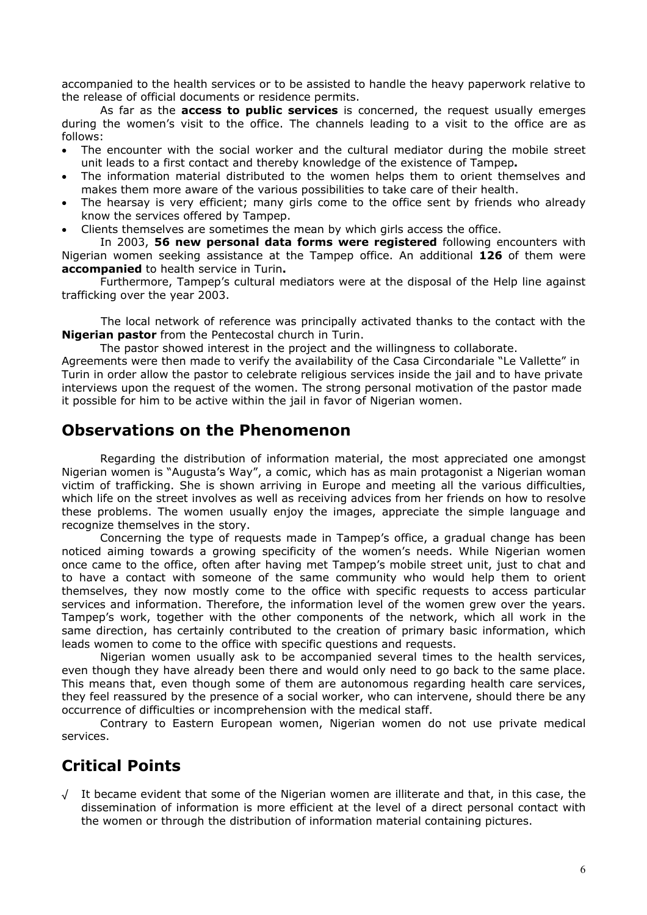accompanied to the health services or to be assisted to handle the heavy paperwork relative to the release of official documents or residence permits.

As far as the **access to public services** is concerned, the request usually emerges during the women's visit to the office. The channels leading to a visit to the office are as follows:

- The encounter with the social worker and the cultural mediator during the mobile street unit leads to a first contact and thereby knowledge of the existence of Tampep**.**
- The information material distributed to the women helps them to orient themselves and makes them more aware of the various possibilities to take care of their health.
- The hearsay is very efficient; many girls come to the office sent by friends who already know the services offered by Tampep.
- Clients themselves are sometimes the mean by which girls access the office.

In 2003, **56 new personal data forms were registered** following encounters with Nigerian women seeking assistance at the Tampep office. An additional **126** of them were **accompanied** to health service in Turin**.**

Furthermore, Tampep's cultural mediators were at the disposal of the Help line against trafficking over the year 2003.

The local network of reference was principally activated thanks to the contact with the **Nigerian pastor** from the Pentecostal church in Turin.

The pastor showed interest in the project and the willingness to collaborate.
Agreements were then made to verify the availability of the Casa Circondariale "Le Vallette" in Turin in order allow the pastor to celebrate religious services inside the jail and to have private interviews upon the request of the women. The strong personal motivation of the pastor made it possible for him to be active within the jail in favor of Nigerian women.

## Observations on the Phenomenon

Regarding the distribution of information material, the most appreciated one amongst Nigerian women is "Augusta's Way", a comic, which has as main protagonist a Nigerian woman victim of trafficking. She is shown arriving in Europe and meeting all the various difficulties, which life on the street involves as well as receiving advices from her friends on how to resolve these problems. The women usually enjoy the images, appreciate the simple language and recognize themselves in the story.

Concerning the type of requests made in Tampep's office, a gradual change has been noticed aiming towards a growing specificity of the women's needs. While Nigerian women once came to the office, often after having met Tampep's mobile street unit, just to chat and to have a contact with someone of the same community who would help them to orient themselves, they now mostly come to the office with specific requests to access particular services and information. Therefore, the information level of the women grew over the years. Tampep's work, together with the other components of the network, which all work in the same direction, has certainly contributed to the creation of primary basic information, which leads women to come to the office with specific questions and requests.

Nigerian women usually ask to be accompanied several times to the health services, even though they have already been there and would only need to go back to the same place. This means that, even though some of them are autonomous regarding health care services, they feel reassured by the presence of a social worker, who can intervene, should there be any occurrence of difficulties or incomprehension with the medical staff.

Contrary to Eastern European women, Nigerian women do not use private medical services.

## Critical Points

√ It became evident that some of the Nigerian women are illiterate and that, in this case, the dissemination of information is more efficient at the level of a direct personal contact with the women or through the distribution of information material containing pictures.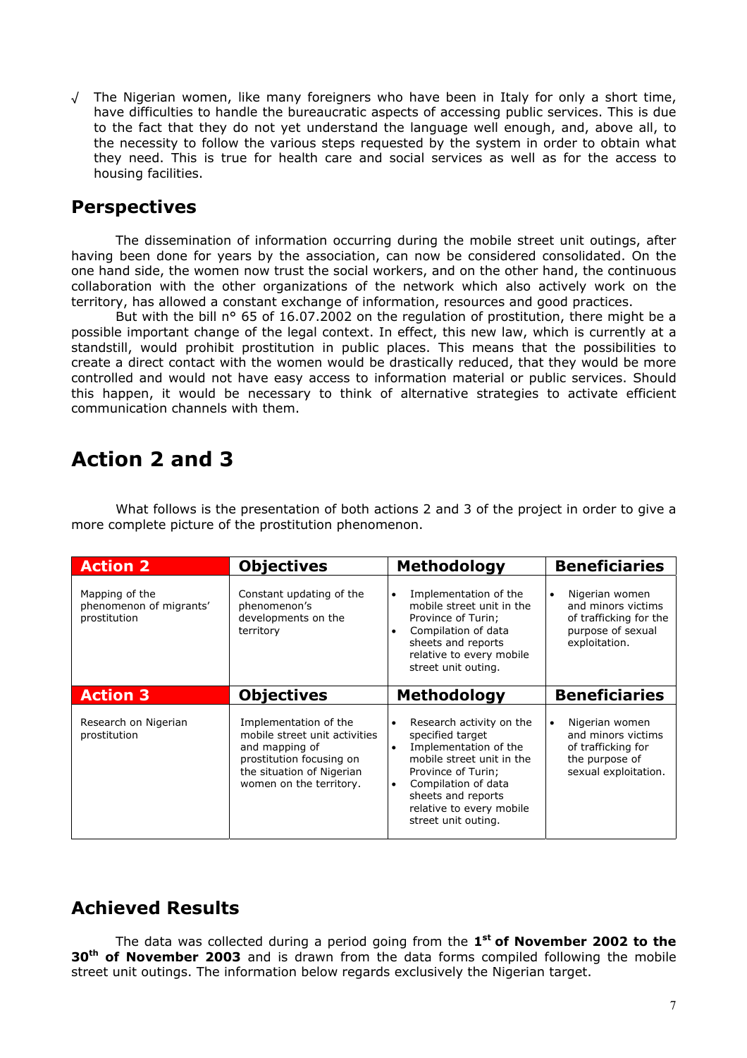√ The Nigerian women, like many foreigners who have been in Italy for only a short time, have difficulties to handle the bureaucratic aspects of accessing public services. This is due to the fact that they do not yet understand the language well enough, and, above all, to the necessity to follow the various steps requested by the system in order to obtain what they need. This is true for health care and social services as well as for the access to housing facilities.

## Perspectives

The dissemination of information occurring during the mobile street unit outings, after having been done for years by the association, can now be considered consolidated. On the one hand side, the women now trust the social workers, and on the other hand, the continuous collaboration with the other organizations of the network which also actively work on the territory, has allowed a constant exchange of information, resources and good practices.

But with the bill n° 65 of 16.07.2002 on the regulation of prostitution, there might be a possible important change of the legal context. In effect, this new law, which is currently at a standstill, would prohibit prostitution in public places. This means that the possibilities to create a direct contact with the women would be drastically reduced, that they would be more controlled and would not have easy access to information material or public services. Should this happen, it would be necessary to think of alternative strategies to activate efficient communication channels with them.

# Action 2 and 3

What follows is the presentation of both actions 2 and 3 of the project in order to give a more complete picture of the prostitution phenomenon.

| **Action 2** | **Objectives** | **Methodology** | **Beneficiaries** |
|---|---|---|---|
| Mapping of the phenomenon of migrants' prostitution | Constant updating of the phenomenon's developments on the territory | • Implementation of the mobile street unit in the Province of Turin; • Compilation of data sheets and reports relative to every mobile street unit outing. | • Nigerian women and minors victims of trafficking for the purpose of sexual exploitation. |
| **Action 3** | **Objectives** | **Methodology** | **Beneficiaries** |
| Research on Nigerian prostitution | Implementation of the mobile street unit activities and mapping of prostitution focusing on the situation of Nigerian women on the territory. | • Research activity on the specified target • Implementation of the mobile street unit in the Province of Turin; • Compilation of data sheets and reports relative to every mobile street unit outing. | • Nigerian women and minors victims of trafficking for the purpose of sexual exploitation. |

## Achieved Results

The data was collected during a period going from the **1st of November 2002 to the 30th of November 2003** and is drawn from the data forms compiled following the mobile street unit outings. The information below regards exclusively the Nigerian target.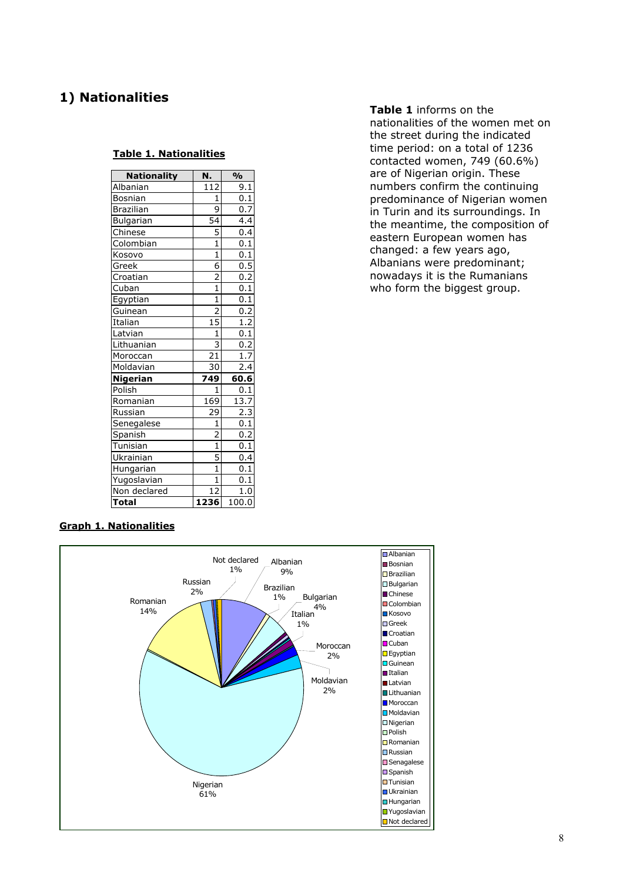## 1) Nationalities

**Table 1** informs on the nationalities of the women met on the street during the indicated time period: on a total of 1236 contacted women, 749 (60.6%) are of Nigerian origin. These numbers confirm the continuing predominance of Nigerian women in Turin and its surroundings. In the meantime, the composition of eastern European women has changed: a few years ago, Albanians were predominant; nowadays it is the Rumanians who form the biggest group.

**Table 1. Nationalities**

| Nationality | N. | % |
|---|---|---|
| Albanian | 112 | 9.1 |
| Bosnian | 1 | 0.1 |
| Brazilian | 9 | 0.7 |
| Bulgarian | 54 | 4.4 |
| Chinese | 5 | 0.4 |
| Colombian | 1 | 0.1 |
| Kosovo | 1 | 0.1 |
| Greek | 6 | 0.5 |
| Croatian | 2 | 0.2 |
| Cuban | 1 | 0.1 |
| Egyptian | 1 | 0.1 |
| Guinean | 2 | 0.2 |
| Italian | 15 | 1.2 |
| Latvian | 1 | 0.1 |
| Lithuanian | 3 | 0.2 |
| Moroccan | 21 | 1.7 |
| Moldavian | 30 | 2.4 |
| **Nigerian** | **749** | **60.6** |
| Polish | 1 | 0.1 |
| Romanian | 169 | 13.7 |
| Russian | 29 | 2.3 |
| Senegalese | 1 | 0.1 |
| Spanish | 2 | 0.2 |
| Tunisian | 1 | 0.1 |
| Ukrainian | 5 | 0.4 |
| Hungarian | 1 | 0.1 |
| Yugoslavian | 1 | 0.1 |
| Non declared | 12 | 1.0 |
| **Total** | **1236** | 100.0 |

**Graph 1. Nationalities**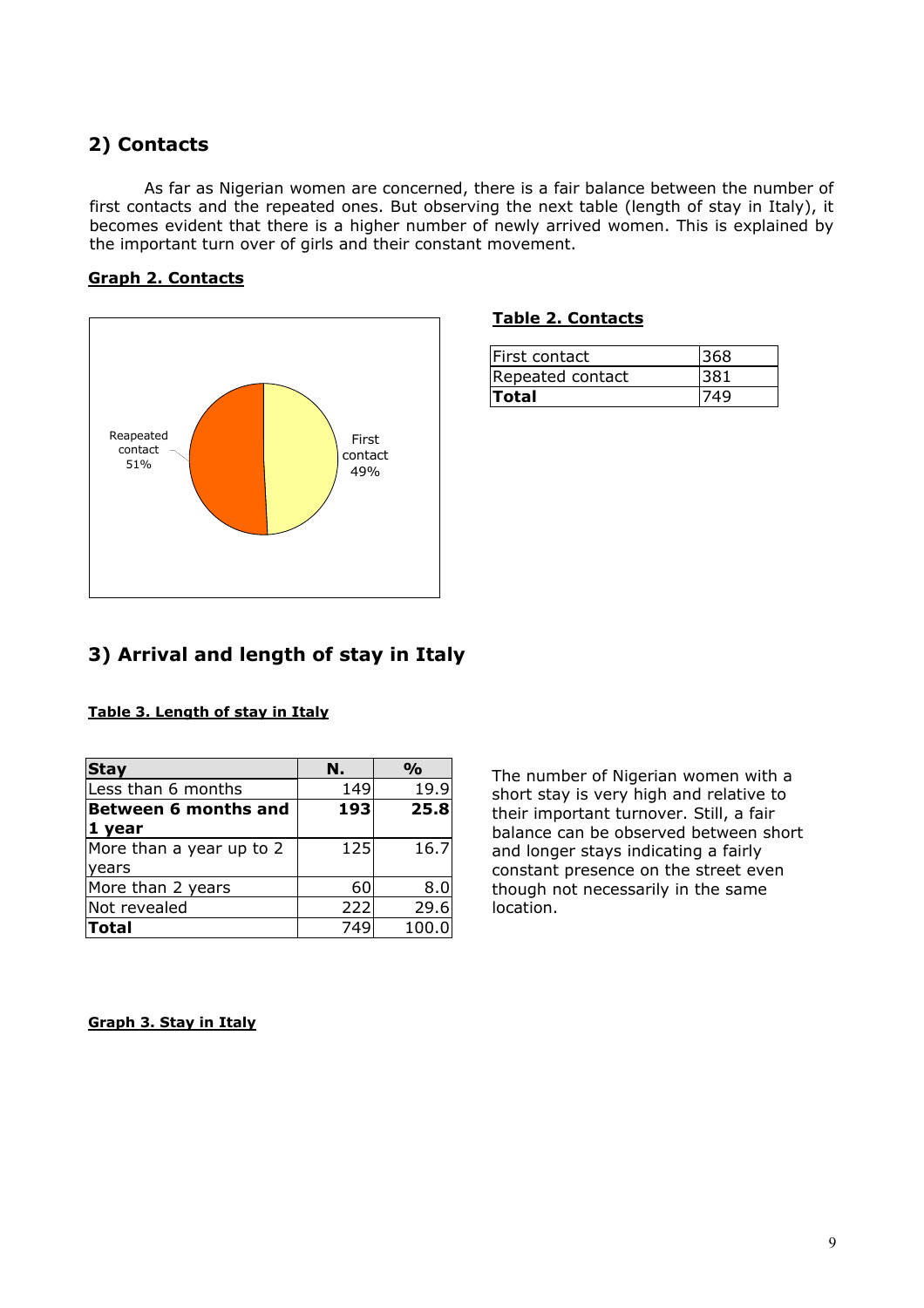## 2) Contacts

As far as Nigerian women are concerned, there is a fair balance between the number of first contacts and the repeated ones. But observing the next table (length of stay in Italy), it becomes evident that there is a higher number of newly arrived women. This is explained by the important turn over of girls and their constant movement.

**Graph 2. Contacts**

Reapeated contact 51%

First contact 49%

**Table 2. Contacts**

| | |
|---|---|
| First contact | 368 |
| Repeated contact | 381 |
| **Total** | 749 |

## 3) Arrival and length of stay in Italy

**Table 3. Length of stay in Italy**

| Stay | N. | % |
|---|---|---|
| Less than 6 months | 149 | 19.9 |
| **Between 6 months and 1 year** | **193** | **25.8** |
| More than a year up to 2 years | 125 | 16.7 |
| More than 2 years | 60 | 8.0 |
| Not revealed | 222 | 29.6 |
| **Total** | 749 | 100.0 |

The number of Nigerian women with a short stay is very high and relative to their important turnover. Still, a fair balance can be observed between short and longer stays indicating a fairly constant presence on the street even though not necessarily in the same location.

**Graph 3. Stay in Italy**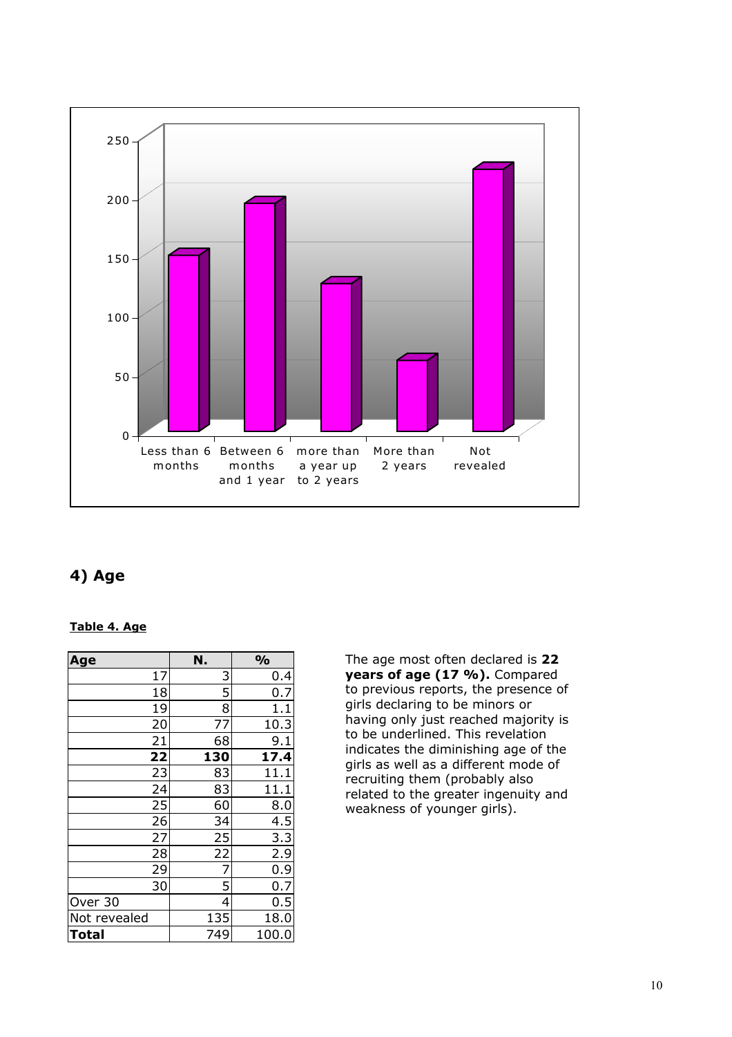## 4) Age

**Table 4. Age**

| Age | N. | % |
|---|---|---|
| 17 | 3 | 0.4 |
| 18 | 5 | 0.7 |
| 19 | 8 | 1.1 |
| 20 | 77 | 10.3 |
| 21 | 68 | 9.1 |
| **22** | **130** | **17.4** |
| 23 | 83 | 11.1 |
| 24 | 83 | 11.1 |
| 25 | 60 | 8.0 |
| 26 | 34 | 4.5 |
| 27 | 25 | 3.3 |
| 28 | 22 | 2.9 |
| 29 | 7 | 0.9 |
| 30 | 5 | 0.7 |
| Over 30 | 4 | 0.5 |
| Not revealed | 135 | 18.0 |
| **Total** | 749 | 100.0 |

The age most often declared is **22 years of age (17 %).** Compared to previous reports, the presence of girls declaring to be minors or having only just reached majority is to be underlined. This revelation indicates the diminishing age of the girls as well as a different mode of recruiting them (probably also related to the greater ingenuity and weakness of younger girls).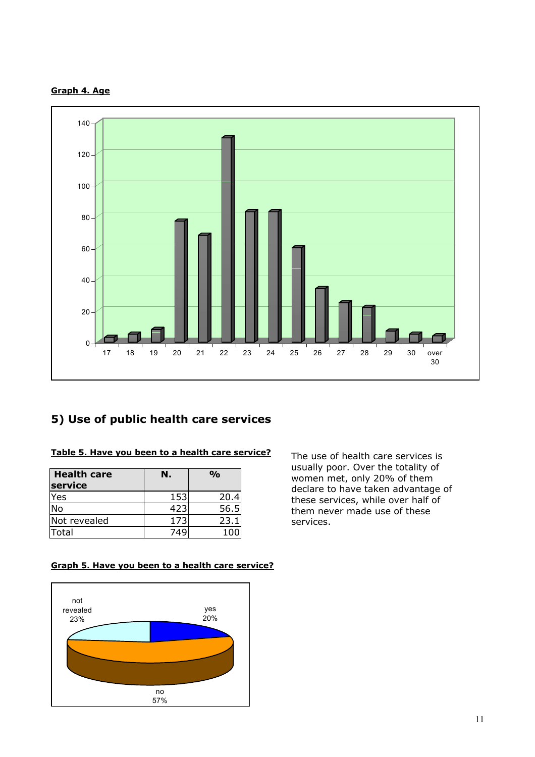**Graph 4. Age**

**5) Use of public health care services**

**Table 5. Have you been to a health care service?**

| Health care service | N. | % |
|---|---|---|
| Yes | 153 | 20.4 |
| No | 423 | 56.5 |
| Not revealed | 173 | 23.1 |
| Total | 749 | 100 |

The use of health care services is usually poor. Over the totality of women met, only 20% of them declare to have taken advantage of these services, while over half of them never made use of these services.

**Graph 5. Have you been to a health care service?**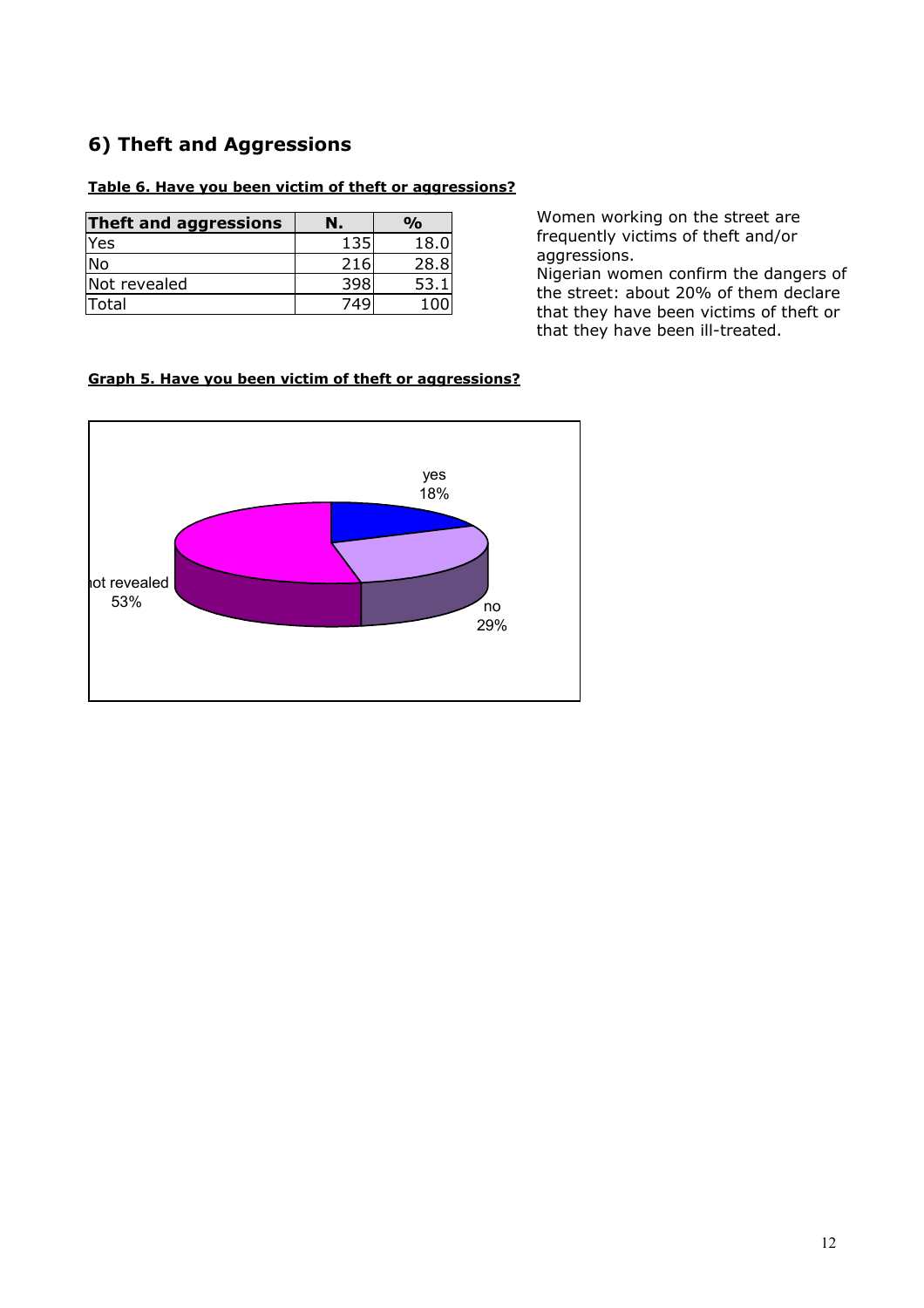## 6) Theft and Aggressions

**Table 6. Have you been victim of theft or aggressions?**

| Theft and aggressions | N. | % |
|---|---|---|
| Yes | 135 | 18.0 |
| No | 216 | 28.8 |
| Not revealed | 398 | 53.1 |
| Total | 749 | 100 |

Women working on the street are frequently victims of theft and/or aggressions.
Nigerian women confirm the dangers of the street: about 20% of them declare that they have been victims of theft or that they have been ill-treated.

**Graph 5. Have you been victim of theft or aggressions?**

yes 18%

no 29%

not revealed 53%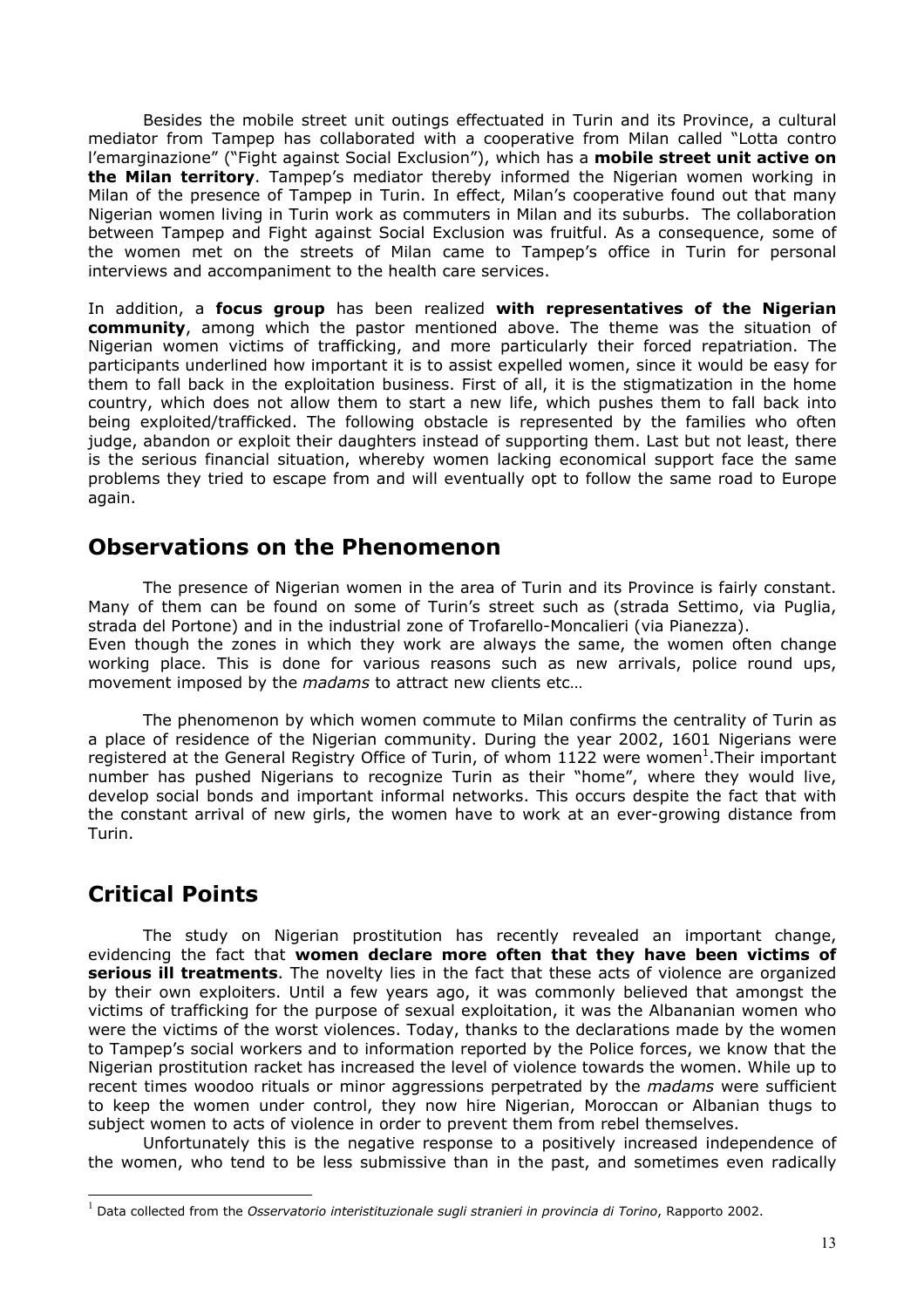Besides the mobile street unit outings effectuated in Turin and its Province, a cultural mediator from Tampep has collaborated with a cooperative from Milan called "Lotta contro l'emarginazione" ("Fight against Social Exclusion"), which has a **mobile street unit active on the Milan territory**. Tampep's mediator thereby informed the Nigerian women working in Milan of the presence of Tampep in Turin. In effect, Milan's cooperative found out that many Nigerian women living in Turin work as commuters in Milan and its suburbs. The collaboration between Tampep and Fight against Social Exclusion was fruitful. As a consequence, some of the women met on the streets of Milan came to Tampep's office in Turin for personal interviews and accompaniment to the health care services.

In addition, a **focus group** has been realized **with representatives of the Nigerian community**, among which the pastor mentioned above. The theme was the situation of Nigerian women victims of trafficking, and more particularly their forced repatriation. The participants underlined how important it is to assist expelled women, since it would be easy for them to fall back in the exploitation business. First of all, it is the stigmatization in the home country, which does not allow them to start a new life, which pushes them to fall back into being exploited/trafficked. The following obstacle is represented by the families who often judge, abandon or exploit their daughters instead of supporting them. Last but not least, there is the serious financial situation, whereby women lacking economical support face the same problems they tried to escape from and will eventually opt to follow the same road to Europe again.

## Observations on the Phenomenon

The presence of Nigerian women in the area of Turin and its Province is fairly constant. Many of them can be found on some of Turin's street such as (strada Settimo, via Puglia, strada del Portone) and in the industrial zone of Trofarello-Moncalieri (via Pianezza).
Even though the zones in which they work are always the same, the women often change working place. This is done for various reasons such as new arrivals, police round ups, movement imposed by the *madams* to attract new clients etc…

The phenomenon by which women commute to Milan confirms the centrality of Turin as a place of residence of the Nigerian community. During the year 2002, 1601 Nigerians were registered at the General Registry Office of Turin, of whom 1122 were women[1].Their important number has pushed Nigerians to recognize Turin as their "home", where they would live, develop social bonds and important informal networks. This occurs despite the fact that with the constant arrival of new girls, the women have to work at an ever-growing distance from Turin.

## Critical Points

The study on Nigerian prostitution has recently revealed an important change, evidencing the fact that **women declare more often that they have been victims of serious ill treatments**. The novelty lies in the fact that these acts of violence are organized by their own exploiters. Until a few years ago, it was commonly believed that amongst the victims of trafficking for the purpose of sexual exploitation, it was the Albananian women who were the victims of the worst violences. Today, thanks to the declarations made by the women to Tampep's social workers and to information reported by the Police forces, we know that the Nigerian prostitution racket has increased the level of violence towards the women. While up to recent times woodoo rituals or minor aggressions perpetrated by the *madams* were sufficient to keep the women under control, they now hire Nigerian, Moroccan or Albanian thugs to subject women to acts of violence in order to prevent them from rebel themselves.

Unfortunately this is the negative response to a positively increased independence of the women, who tend to be less submissive than in the past, and sometimes even radically

[1] Data collected from the *Osservatorio interistituzionale sugli stranieri in provincia di Torino*, Rapporto 2002.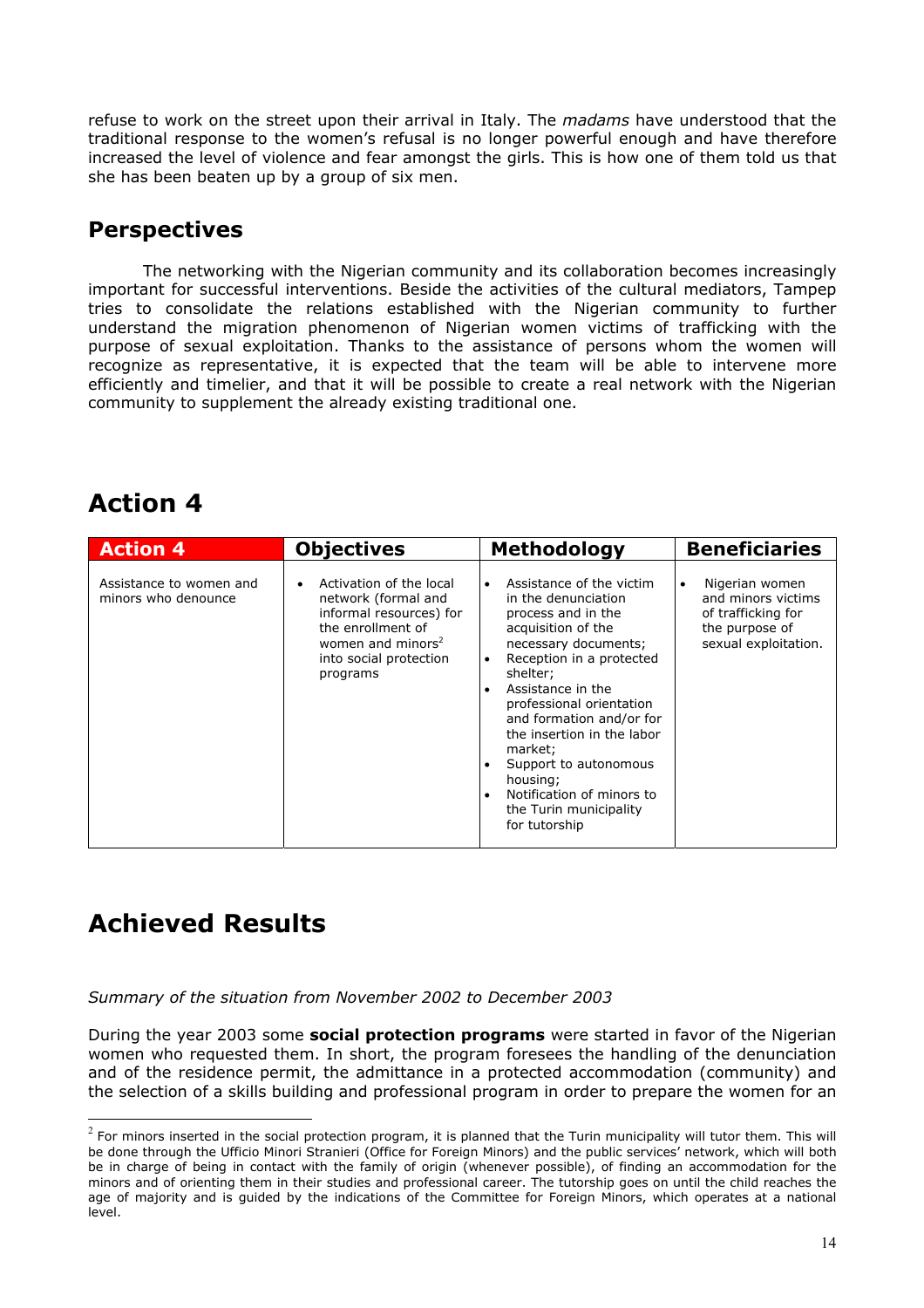refuse to work on the street upon their arrival in Italy. The *madams* have understood that the traditional response to the women's refusal is no longer powerful enough and have therefore increased the level of violence and fear amongst the girls. This is how one of them told us that she has been beaten up by a group of six men.

## Perspectives

The networking with the Nigerian community and its collaboration becomes increasingly important for successful interventions. Beside the activities of the cultural mediators, Tampep tries to consolidate the relations established with the Nigerian community to further understand the migration phenomenon of Nigerian women victims of trafficking with the purpose of sexual exploitation. Thanks to the assistance of persons whom the women will recognize as representative, it is expected that the team will be able to intervene more efficiently and timelier, and that it will be possible to create a real network with the Nigerian community to supplement the already existing traditional one.

# Action 4

| Action 4 | Objectives | Methodology | Beneficiaries |
|---|---|---|---|
| Assistance to women and minors who denounce | • Activation of the local network (formal and informal resources) for the enrollment of women and minors[2] into social protection programs | • Assistance of the victim in the denunciation process and in the acquisition of the necessary documents;<br>• Reception in a protected shelter;<br>• Assistance in the professional orientation and formation and/or for the insertion in the labor market;<br>• Support to autonomous housing;<br>• Notification of minors to the Turin municipality for tutorship | • Nigerian women and minors victims of trafficking for the purpose of sexual exploitation. |

# Achieved Results

*Summary of the situation from November 2002 to December 2003*

During the year 2003 some **social protection programs** were started in favor of the Nigerian women who requested them. In short, the program foresees the handling of the denunciation and of the residence permit, the admittance in a protected accommodation (community) and the selection of a skills building and professional program in order to prepare the women for an

[2] For minors inserted in the social protection program, it is planned that the Turin municipality will tutor them. This will be done through the Ufficio Minori Stranieri (Office for Foreign Minors) and the public services' network, which will both be in charge of being in contact with the family of origin (whenever possible), of finding an accommodation for the minors and of orienting them in their studies and professional career. The tutorship goes on until the child reaches the age of majority and is guided by the indications of the Committee for Foreign Minors, which operates at a national level.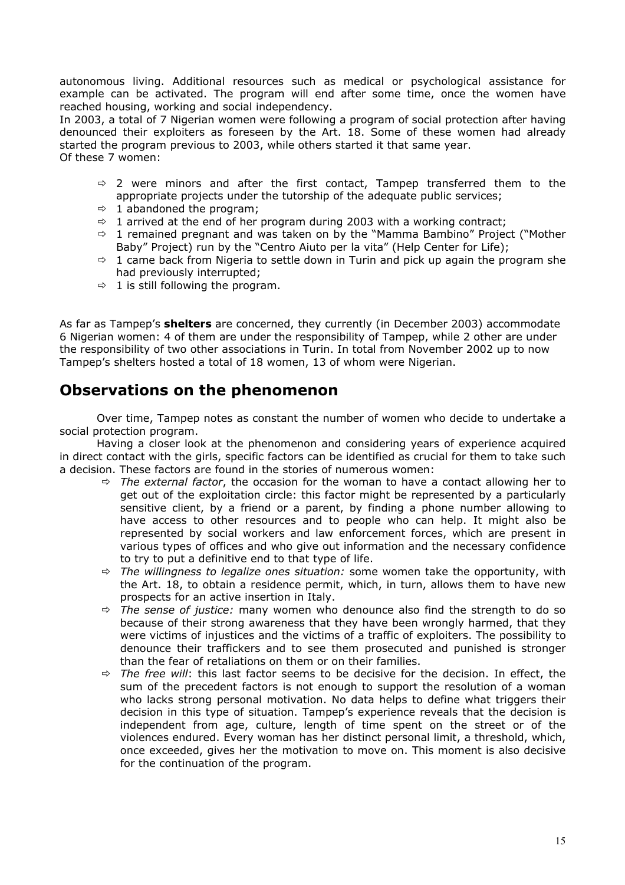autonomous living. Additional resources such as medical or psychological assistance for example can be activated. The program will end after some time, once the women have reached housing, working and social independency.
In 2003, a total of 7 Nigerian women were following a program of social protection after having denounced their exploiters as foreseen by the Art. 18. Some of these women had already started the program previous to 2003, while others started it that same year.
Of these 7 women:

- 2 were minors and after the first contact, Tampep transferred them to the appropriate projects under the tutorship of the adequate public services;
- 1 abandoned the program;
- 1 arrived at the end of her program during 2003 with a working contract;
- 1 remained pregnant and was taken on by the "Mamma Bambino" Project ("Mother Baby" Project) run by the "Centro Aiuto per la vita" (Help Center for Life);
- 1 came back from Nigeria to settle down in Turin and pick up again the program she had previously interrupted;
- 1 is still following the program.

As far as Tampep's **shelters** are concerned, they currently (in December 2003) accommodate 6 Nigerian women: 4 of them are under the responsibility of Tampep, while 2 other are under the responsibility of two other associations in Turin. In total from November 2002 up to now Tampep's shelters hosted a total of 18 women, 13 of whom were Nigerian.

## Observations on the phenomenon

Over time, Tampep notes as constant the number of women who decide to undertake a social protection program.

Having a closer look at the phenomenon and considering years of experience acquired in direct contact with the girls, specific factors can be identified as crucial for them to take such a decision. These factors are found in the stories of numerous women:

- *The external factor*, the occasion for the woman to have a contact allowing her to get out of the exploitation circle: this factor might be represented by a particularly sensitive client, by a friend or a parent, by finding a phone number allowing to have access to other resources and to people who can help. It might also be represented by social workers and law enforcement forces, which are present in various types of offices and who give out information and the necessary confidence to try to put a definitive end to that type of life.
- *The willingness to legalize ones situation:* some women take the opportunity, with the Art. 18, to obtain a residence permit, which, in turn, allows them to have new prospects for an active insertion in Italy.
- *The sense of justice:* many women who denounce also find the strength to do so because of their strong awareness that they have been wrongly harmed, that they were victims of injustices and the victims of a traffic of exploiters. The possibility to denounce their traffickers and to see them prosecuted and punished is stronger than the fear of retaliations on them or on their families.
- *The free will*: this last factor seems to be decisive for the decision. In effect, the sum of the precedent factors is not enough to support the resolution of a woman who lacks strong personal motivation. No data helps to define what triggers their decision in this type of situation. Tampep's experience reveals that the decision is independent from age, culture, length of time spent on the street or of the violences endured. Every woman has her distinct personal limit, a threshold, which, once exceeded, gives her the motivation to move on. This moment is also decisive for the continuation of the program.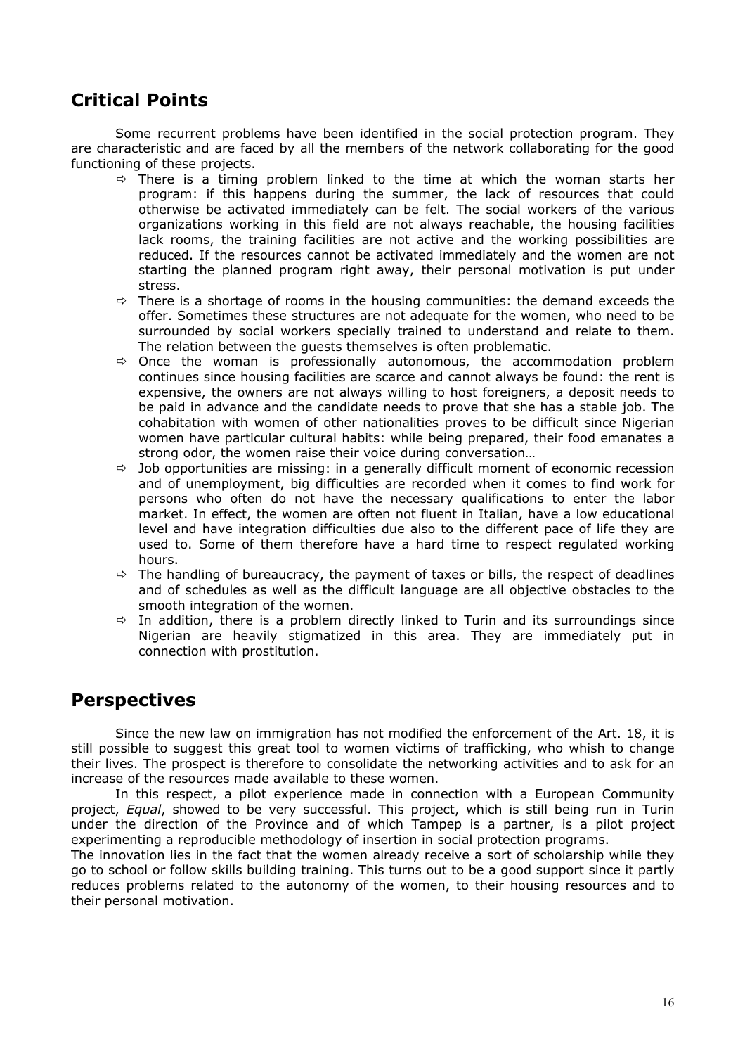## Critical Points

Some recurrent problems have been identified in the social protection program. They are characteristic and are faced by all the members of the network collaborating for the good functioning of these projects.

- ⇨ There is a timing problem linked to the time at which the woman starts her program: if this happens during the summer, the lack of resources that could otherwise be activated immediately can be felt. The social workers of the various organizations working in this field are not always reachable, the housing facilities lack rooms, the training facilities are not active and the working possibilities are reduced. If the resources cannot be activated immediately and the women are not starting the planned program right away, their personal motivation is put under stress.
- ⇨ There is a shortage of rooms in the housing communities: the demand exceeds the offer. Sometimes these structures are not adequate for the women, who need to be surrounded by social workers specially trained to understand and relate to them. The relation between the guests themselves is often problematic.
- ⇨ Once the woman is professionally autonomous, the accommodation problem continues since housing facilities are scarce and cannot always be found: the rent is expensive, the owners are not always willing to host foreigners, a deposit needs to be paid in advance and the candidate needs to prove that she has a stable job. The cohabitation with women of other nationalities proves to be difficult since Nigerian women have particular cultural habits: while being prepared, their food emanates a strong odor, the women raise their voice during conversation…
- ⇨ Job opportunities are missing: in a generally difficult moment of economic recession and of unemployment, big difficulties are recorded when it comes to find work for persons who often do not have the necessary qualifications to enter the labor market. In effect, the women are often not fluent in Italian, have a low educational level and have integration difficulties due also to the different pace of life they are used to. Some of them therefore have a hard time to respect regulated working hours.
- ⇨ The handling of bureaucracy, the payment of taxes or bills, the respect of deadlines and of schedules as well as the difficult language are all objective obstacles to the smooth integration of the women.
- ⇨ In addition, there is a problem directly linked to Turin and its surroundings since Nigerian are heavily stigmatized in this area. They are immediately put in connection with prostitution.

## Perspectives

Since the new law on immigration has not modified the enforcement of the Art. 18, it is still possible to suggest this great tool to women victims of trafficking, who whish to change their lives. The prospect is therefore to consolidate the networking activities and to ask for an increase of the resources made available to these women.

In this respect, a pilot experience made in connection with a European Community project, *Equal*, showed to be very successful. This project, which is still being run in Turin under the direction of the Province and of which Tampep is a partner, is a pilot project experimenting a reproducible methodology of insertion in social protection programs.

The innovation lies in the fact that the women already receive a sort of scholarship while they go to school or follow skills building training. This turns out to be a good support since it partly reduces problems related to the autonomy of the women, to their housing resources and to their personal motivation.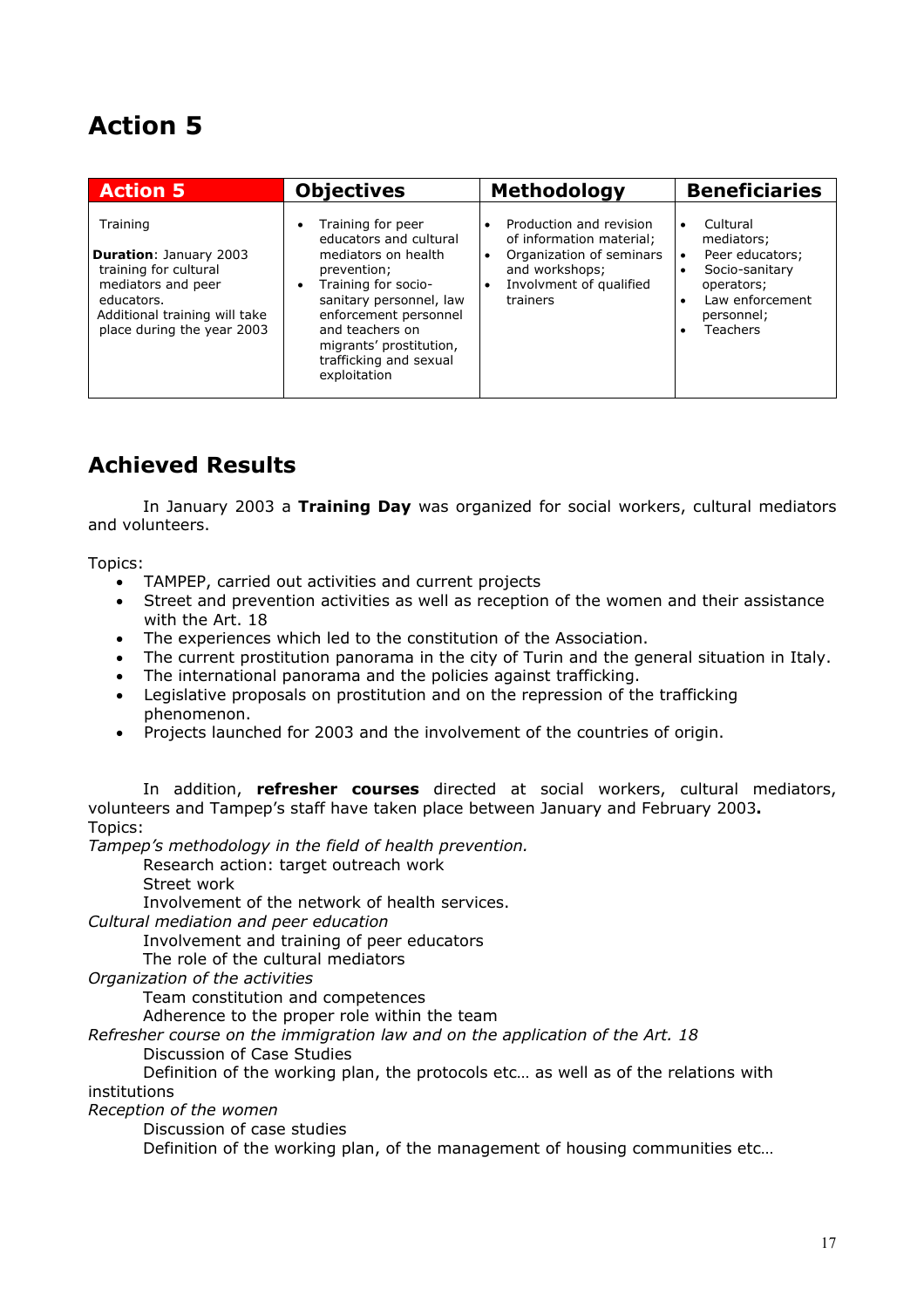# Action 5

| Action 5 | Objectives | Methodology | Beneficiaries |
|---|---|---|---|
| Training<br><br>**Duration**: January 2003 training for cultural mediators and peer educators.<br>Additional training will take place during the year 2003 | • Training for peer educators and cultural mediators on health prevention;<br>• Training for socio-sanitary personnel, law enforcement personnel and teachers on migrants' prostitution, trafficking and sexual exploitation | • Production and revision of information material;<br>• Organization of seminars and workshops;<br>• Involvment of qualified trainers | • Cultural mediators;<br>• Peer educators;<br>• Socio-sanitary operators;<br>• Law enforcement personnel;<br>• Teachers |

## Achieved Results

In January 2003 a **Training Day** was organized for social workers, cultural mediators and volunteers.

Topics:

- TAMPEP, carried out activities and current projects
- Street and prevention activities as well as reception of the women and their assistance with the Art. 18
- The experiences which led to the constitution of the Association.
- The current prostitution panorama in the city of Turin and the general situation in Italy.
- The international panorama and the policies against trafficking.
- Legislative proposals on prostitution and on the repression of the trafficking phenomenon.
- Projects launched for 2003 and the involvement of the countries of origin.

In addition, **refresher courses** directed at social workers, cultural mediators, volunteers and Tampep's staff have taken place between January and February 2003**.**
Topics:

*Tampep's methodology in the field of health prevention.*

Research action: target outreach work
Street work
Involvement of the network of health services.

*Cultural mediation and peer education*

Involvement and training of peer educators
The role of the cultural mediators

*Organization of the activities*

Team constitution and competences
Adherence to the proper role within the team

*Refresher course on the immigration law and on the application of the Art. 18*

Discussion of Case Studies
Definition of the working plan, the protocols etc… as well as of the relations with institutions

*Reception of the women*

Discussion of case studies
Definition of the working plan, of the management of housing communities etc…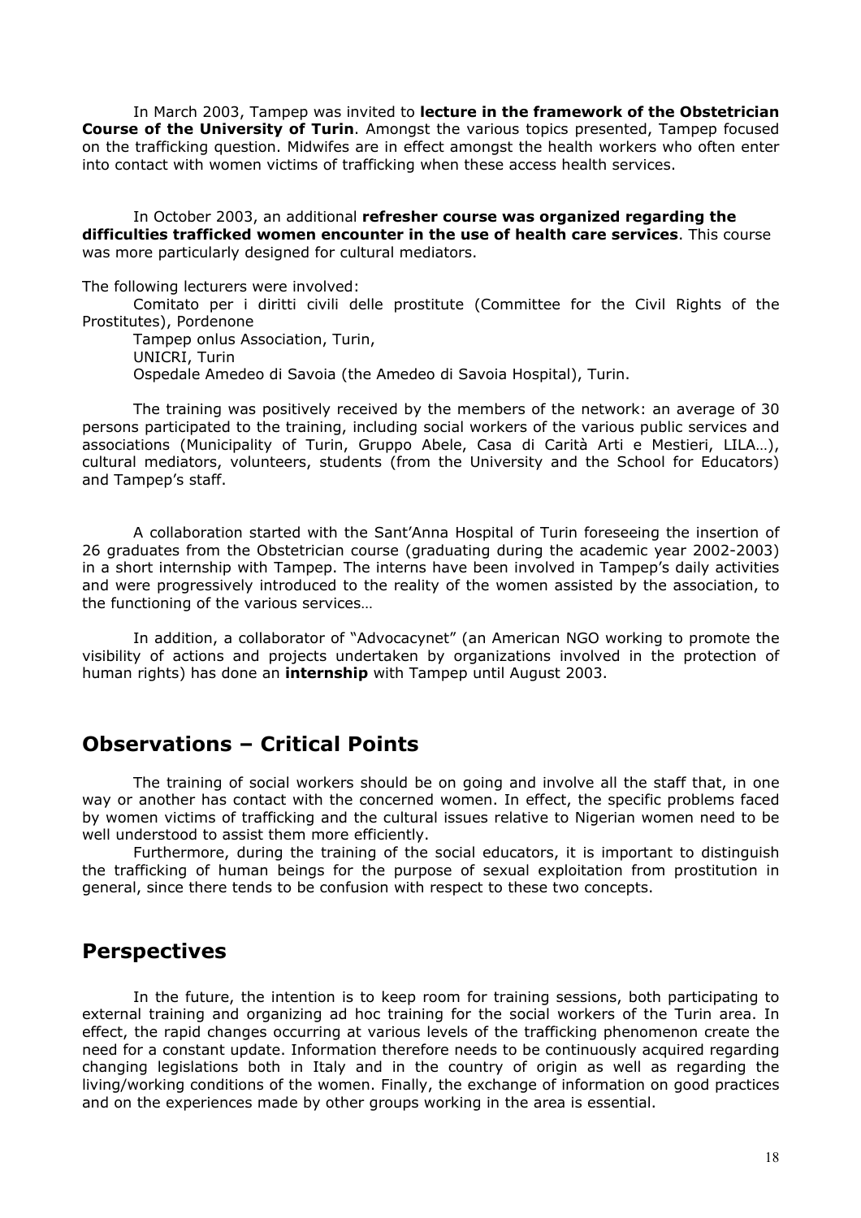In March 2003, Tampep was invited to **lecture in the framework of the Obstetrician Course of the University of Turin**. Amongst the various topics presented, Tampep focused on the trafficking question. Midwifes are in effect amongst the health workers who often enter into contact with women victims of trafficking when these access health services.

In October 2003, an additional **refresher course was organized regarding the difficulties trafficked women encounter in the use of health care services**. This course was more particularly designed for cultural mediators.

The following lecturers were involved:

Comitato per i diritti civili delle prostitute (Committee for the Civil Rights of the Prostitutes), Pordenone

Tampep onlus Association, Turin,

UNICRI, Turin

Ospedale Amedeo di Savoia (the Amedeo di Savoia Hospital), Turin.

The training was positively received by the members of the network: an average of 30 persons participated to the training, including social workers of the various public services and associations (Municipality of Turin, Gruppo Abele, Casa di Carità Arti e Mestieri, LILA…), cultural mediators, volunteers, students (from the University and the School for Educators) and Tampep's staff.

A collaboration started with the Sant'Anna Hospital of Turin foreseeing the insertion of 26 graduates from the Obstetrician course (graduating during the academic year 2002-2003) in a short internship with Tampep. The interns have been involved in Tampep's daily activities and were progressively introduced to the reality of the women assisted by the association, to the functioning of the various services…

In addition, a collaborator of "Advocacynet" (an American NGO working to promote the visibility of actions and projects undertaken by organizations involved in the protection of human rights) has done an **internship** with Tampep until August 2003.

## Observations – Critical Points

The training of social workers should be on going and involve all the staff that, in one way or another has contact with the concerned women. In effect, the specific problems faced by women victims of trafficking and the cultural issues relative to Nigerian women need to be well understood to assist them more efficiently.

Furthermore, during the training of the social educators, it is important to distinguish the trafficking of human beings for the purpose of sexual exploitation from prostitution in general, since there tends to be confusion with respect to these two concepts.

## Perspectives

In the future, the intention is to keep room for training sessions, both participating to external training and organizing ad hoc training for the social workers of the Turin area. In effect, the rapid changes occurring at various levels of the trafficking phenomenon create the need for a constant update. Information therefore needs to be continuously acquired regarding changing legislations both in Italy and in the country of origin as well as regarding the living/working conditions of the women. Finally, the exchange of information on good practices and on the experiences made by other groups working in the area is essential.